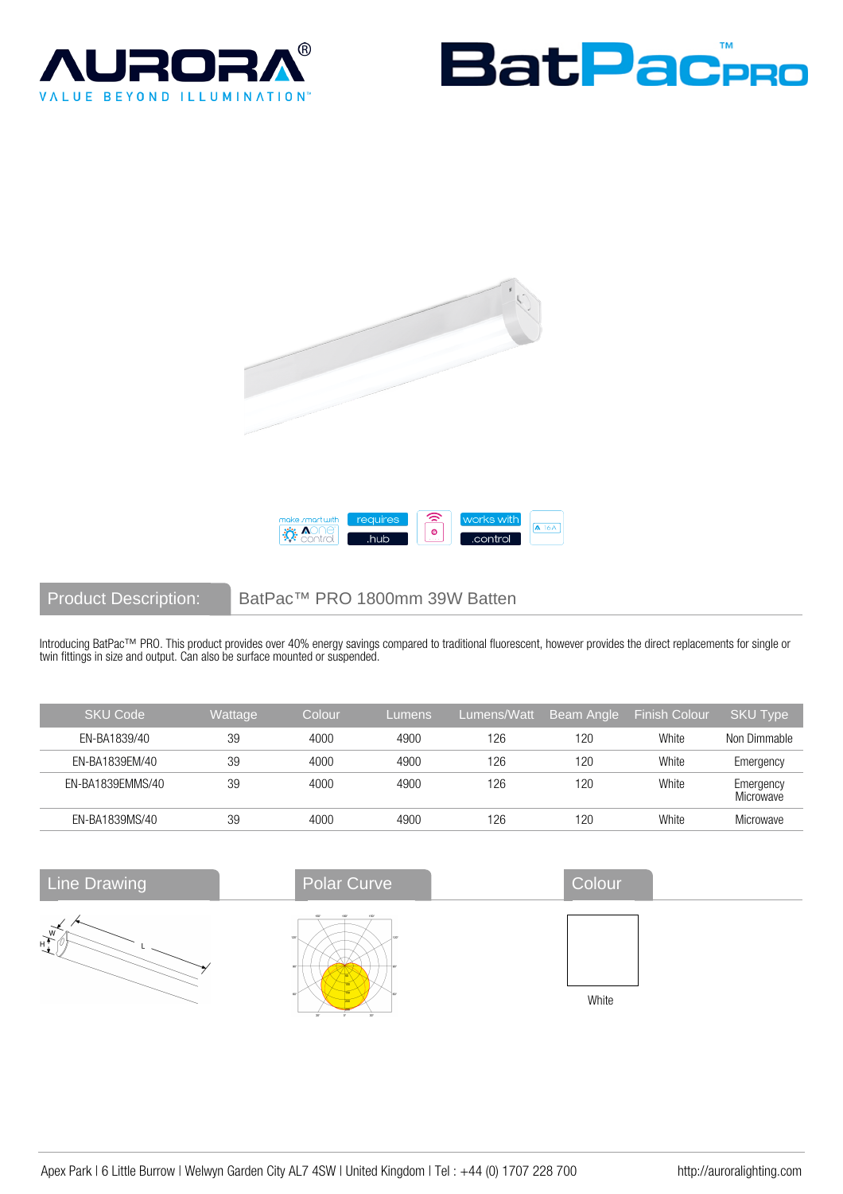AURORA®
VALUE BEYOND ILLUMINATION™

BatPac™ PRO

make smart with Aone control | requires .hub | works with .control

## Product Description: BatPac™ PRO 1800mm 39W Batten

Introducing BatPac™ PRO. This product provides over 40% energy savings compared to traditional fluorescent, however provides the direct replacements for single or twin fittings in size and output. Can also be surface mounted or suspended.

| SKU Code | Wattage | Colour | Lumens | Lumens/Watt | Beam Angle | Finish Colour | SKU Type |
|---|---|---|---|---|---|---|---|
| EN-BA1839/40 | 39 | 4000 | 4900 | 126 | 120 | White | Non Dimmable |
| EN-BA1839EM/40 | 39 | 4000 | 4900 | 126 | 120 | White | Emergency |
| EN-BA1839EMMS/40 | 39 | 4000 | 4900 | 126 | 120 | White | Emergency Microwave |
| EN-BA1839MS/40 | 39 | 4000 | 4900 | 126 | 120 | White | Microwave |

## Line Drawing

## Polar Curve

## Colour

White

Apex Park | 6 Little Burrow | Welwyn Garden City AL7 4SW | United Kingdom | Tel : +44 (0) 1707 228 700    http://auroralighting.com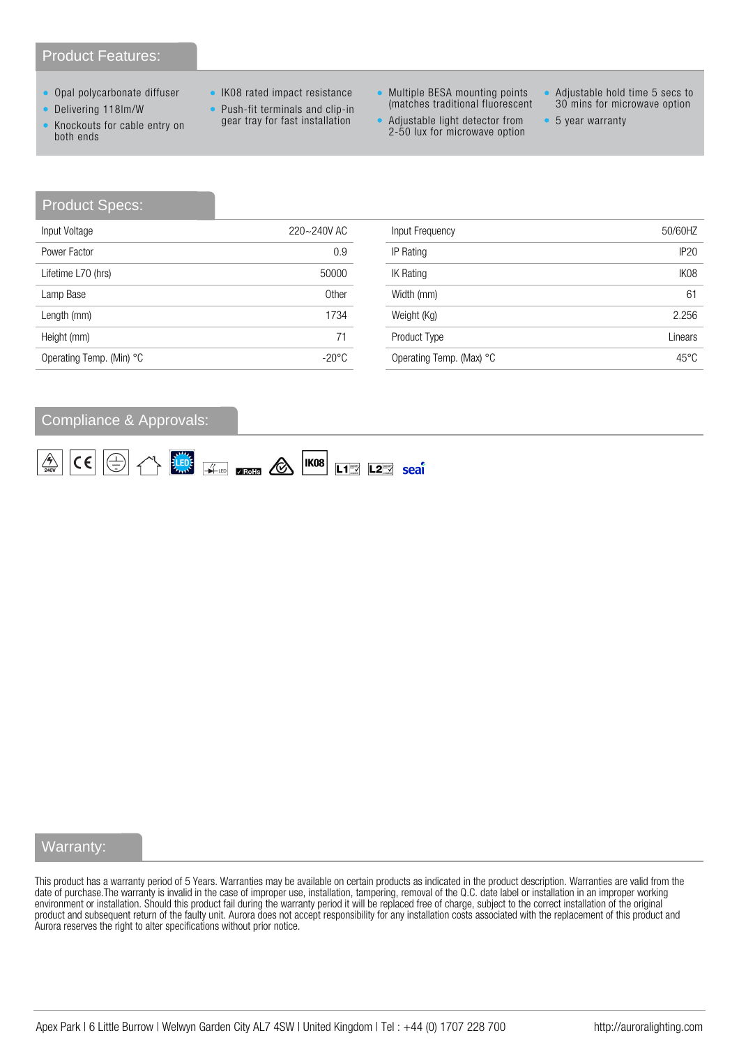## Product Features:

- Opal polycarbonate diffuser
- Delivering 118lm/W
- Knockouts for cable entry on both ends
- IK08 rated impact resistance
- Push-fit terminals and clip-in gear tray for fast installation
- Multiple BESA mounting points (matches traditional fluorescent
- Adjustable light detector from 2-50 lux for microwave option
- Adjustable hold time 5 secs to 30 mins for microwave option
- 5 year warranty

## Product Specs:

| | | | |
|---|---|---|---|
| Input Voltage | 220~240V AC | Input Frequency | 50/60HZ |
| Power Factor | 0.9 | IP Rating | IP20 |
| Lifetime L70 (hrs) | 50000 | IK Rating | IK08 |
| Lamp Base | Other | Width (mm) | 61 |
| Length (mm) | 1734 | Weight (Kg) | 2.256 |
| Height (mm) | 71 | Product Type | Linears |
| Operating Temp. (Min) °C | -20°C | Operating Temp. (Max) °C | 45°C |

## Compliance & Approvals:

240V CE LED RoHS IK08 L1 L2 seai

## Warranty:

This product has a warranty period of 5 Years. Warranties may be available on certain products as indicated in the product description. Warranties are valid from the date of purchase.The warranty is invalid in the case of improper use, installation, tampering, removal of the Q.C. date label or installation in an improper working environment or installation. Should this product fail during the warranty period it will be replaced free of charge, subject to the correct installation of the original product and subsequent return of the faulty unit. Aurora does not accept responsibility for any installation costs associated with the replacement of this product and Aurora reserves the right to alter specifications without prior notice.

Apex Park | 6 Little Burrow | Welwyn Garden City AL7 4SW | United Kingdom | Tel : +44 (0) 1707 228 700 http://auroralighting.com